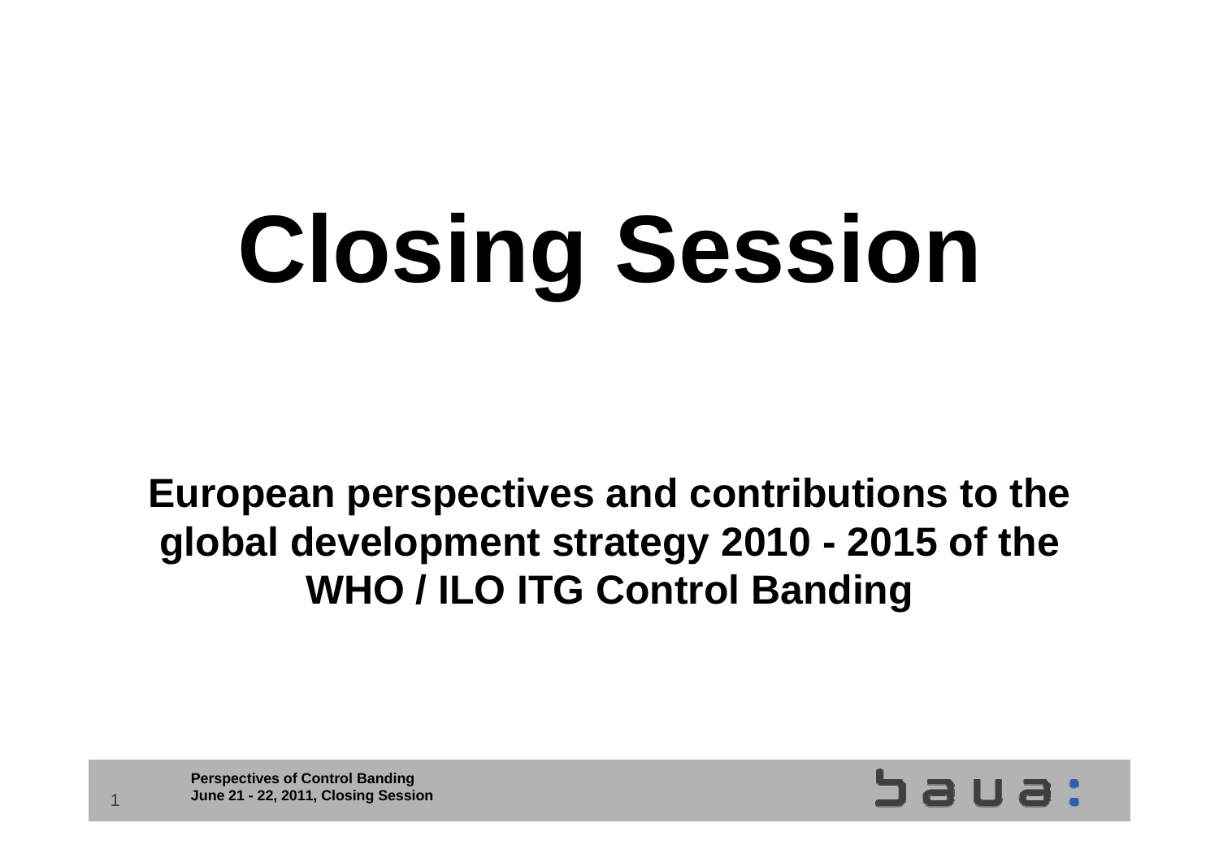# Closing Session

**European perspectives and contributions to the global development strategy 2010 - 2015 of the WHO / ILO ITG Control Banding**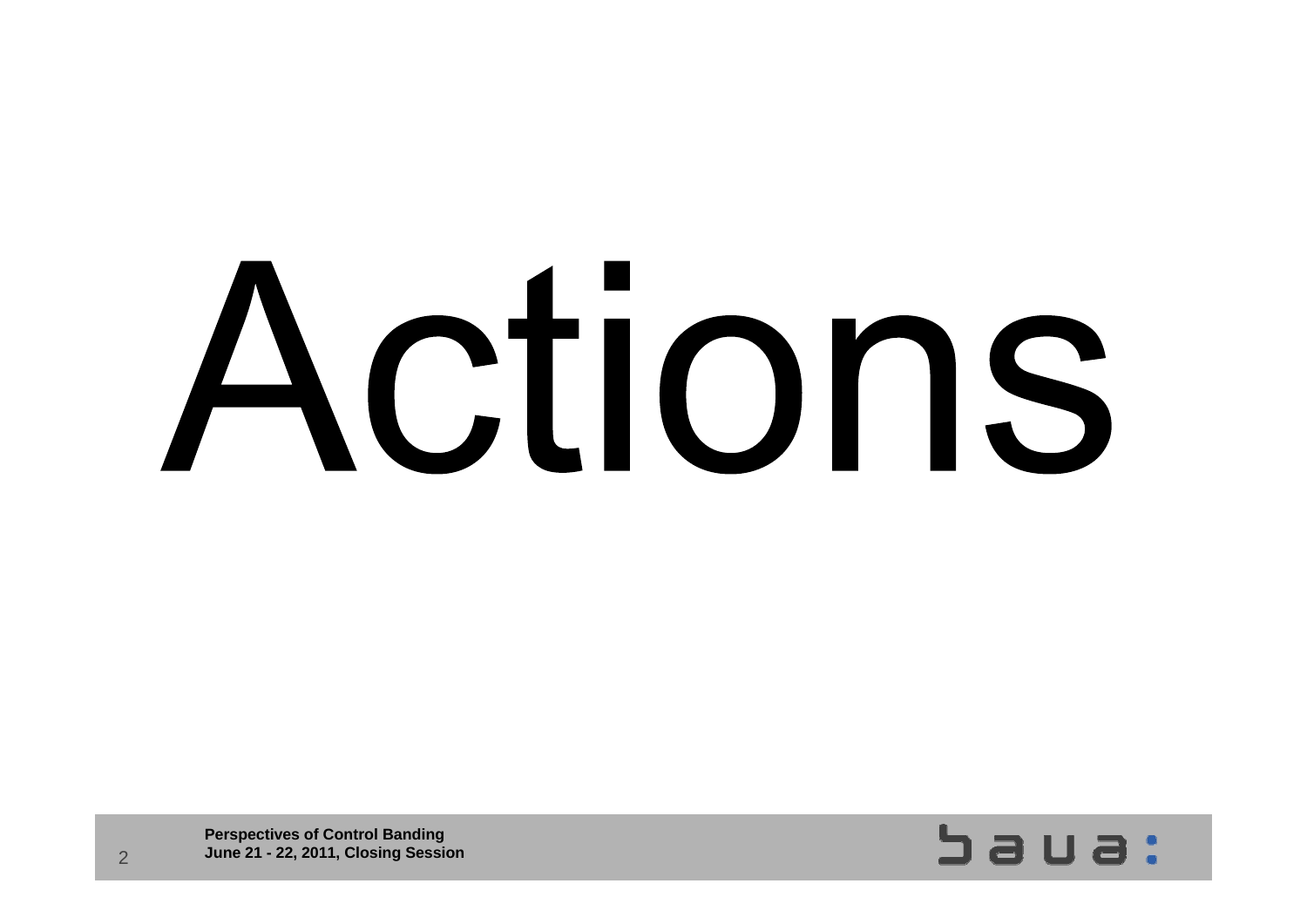# Actions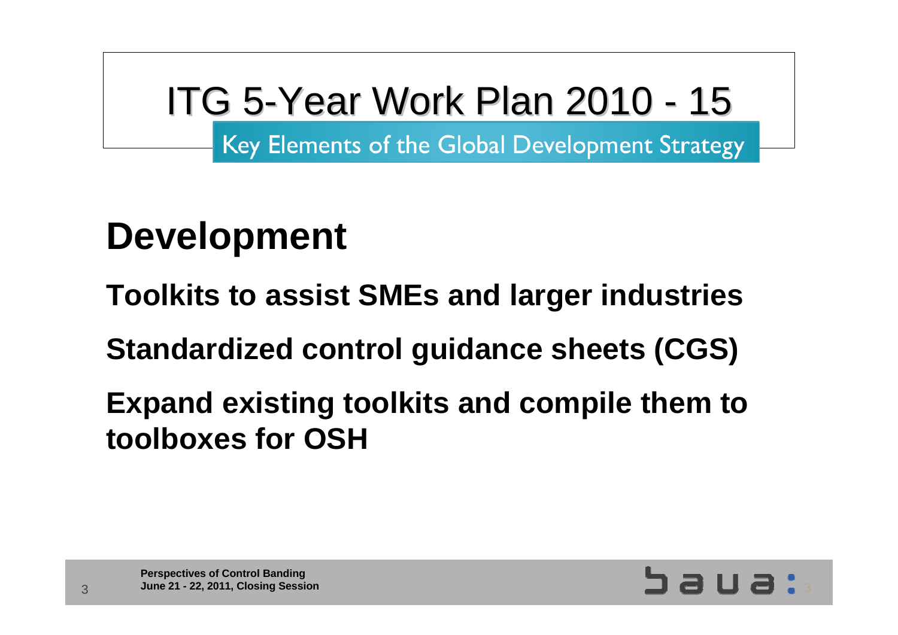# ITG 5-Year Work Plan 2010 - 15

Key Elements of the Global Development Strategy

## Development

**Toolkits to assist SMEs and larger industries**

**Standardized control guidance sheets (CGS)**

**Expand existing toolkits and compile them to toolboxes for OSH**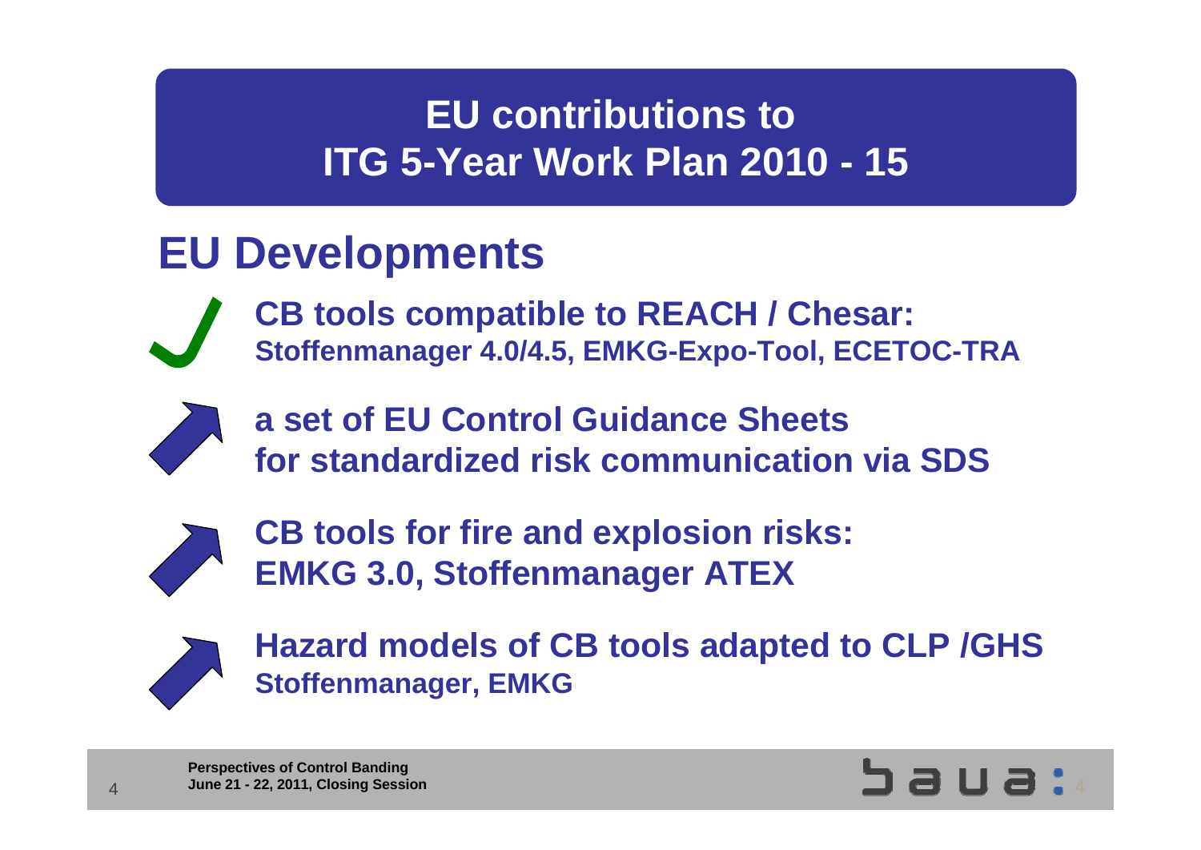# EU contributions to ITG 5-Year Work Plan 2010 - 15

## EU Developments

- **CB tools compatible to REACH / Chesar:**
  **Stoffenmanager 4.0/4.5, EMKG-Expo-Tool, ECETOC-TRA**

- **a set of EU Control Guidance Sheets for standardized risk communication via SDS**

- **CB tools for fire and explosion risks: EMKG 3.0, Stoffenmanager ATEX**

- **Hazard models of CB tools adapted to CLP /GHS**
  **Stoffenmanager, EMKG**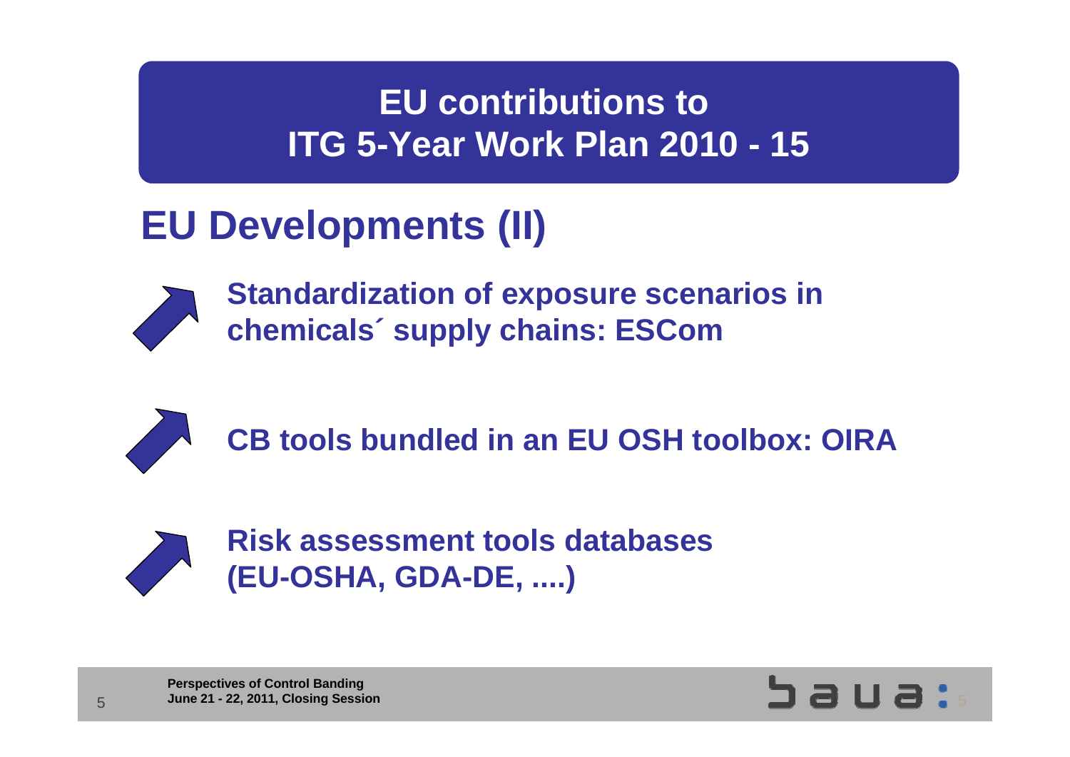# EU contributions to ITG 5-Year Work Plan 2010 - 15

## EU Developments (II)

- **Standardization of exposure scenarios in chemicals´ supply chains: ESCom**
- **CB tools bundled in an EU OSH toolbox: OIRA**
- **Risk assessment tools databases (EU-OSHA, GDA-DE, ....)**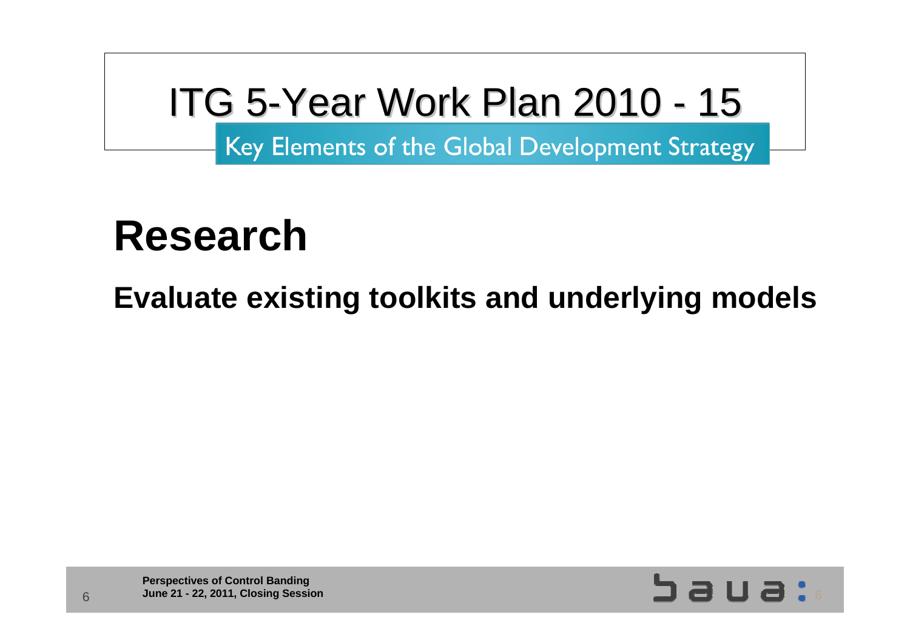# ITG 5-Year Work Plan 2010 - 15

Key Elements of the Global Development Strategy

## Research

**Evaluate existing toolkits and underlying models**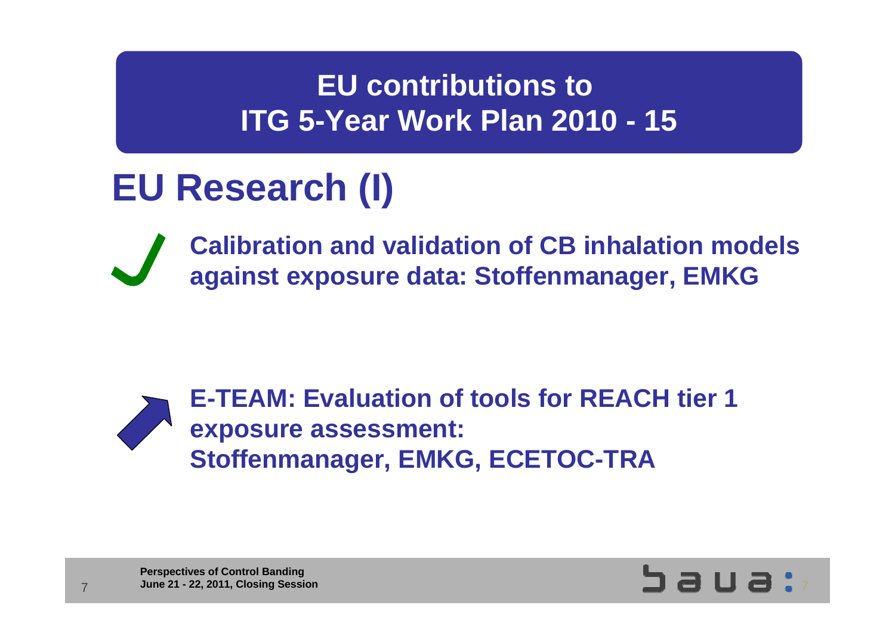# EU contributions to ITG 5-Year Work Plan 2010 - 15

## EU Research (I)

- ✓ Calibration and validation of CB inhalation models against exposure data: Stoffenmanager, EMKG

- ↗ E-TEAM: Evaluation of tools for REACH tier 1 exposure assessment: Stoffenmanager, EMKG, ECETOC-TRA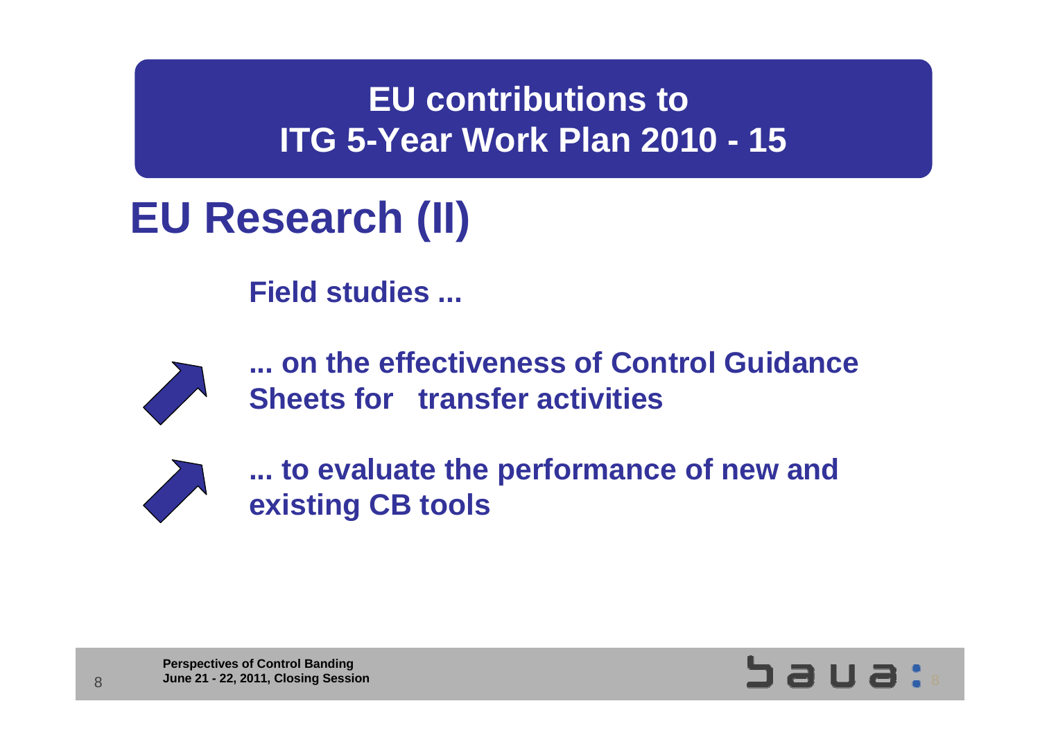# EU contributions to ITG 5-Year Work Plan 2010 - 15

## EU Research (II)

**Field studies ...**

- **... on the effectiveness of Control Guidance Sheets for transfer activities**
- **... to evaluate the performance of new and existing CB tools**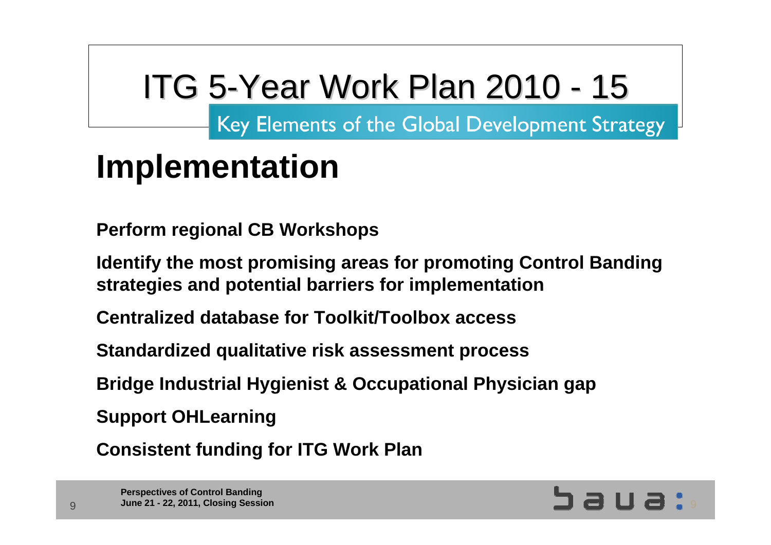# ITG 5-Year Work Plan 2010 - 15

Key Elements of the Global Development Strategy

## Implementation

**Perform regional CB Workshops**

**Identify the most promising areas for promoting Control Banding strategies and potential barriers for implementation**

**Centralized database for Toolkit/Toolbox access**

**Standardized qualitative risk assessment process**

**Bridge Industrial Hygienist & Occupational Physician gap**

**Support OHLearning**

**Consistent funding for ITG Work Plan**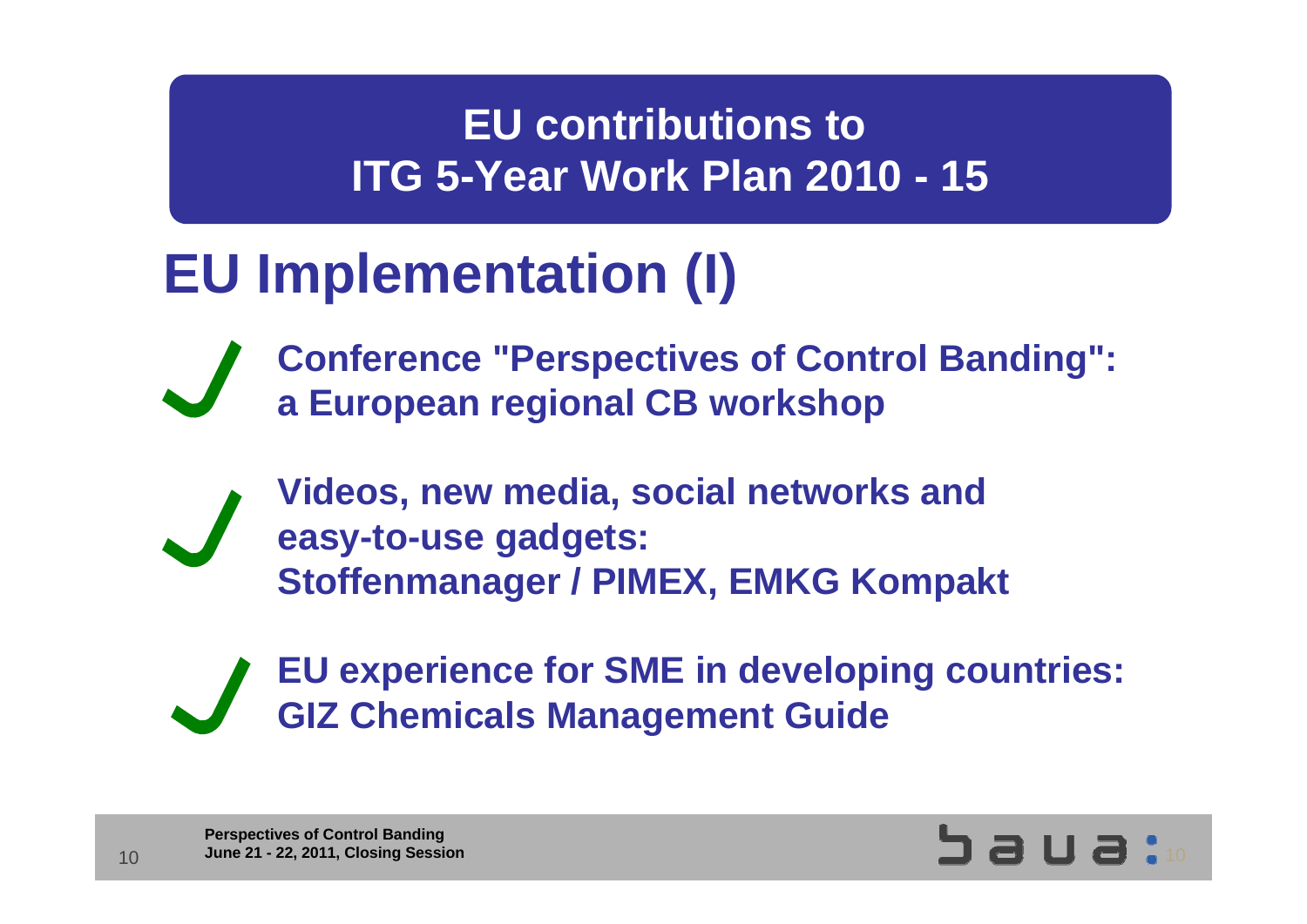# EU contributions to ITG 5-Year Work Plan 2010 - 15

## EU Implementation (I)

- ✓ **Conference "Perspectives of Control Banding": a European regional CB workshop**
- ✓ **Videos, new media, social networks and easy-to-use gadgets: Stoffenmanager / PIMEX, EMKG Kompakt**
- ✓ **EU experience for SME in developing countries: GIZ Chemicals Management Guide**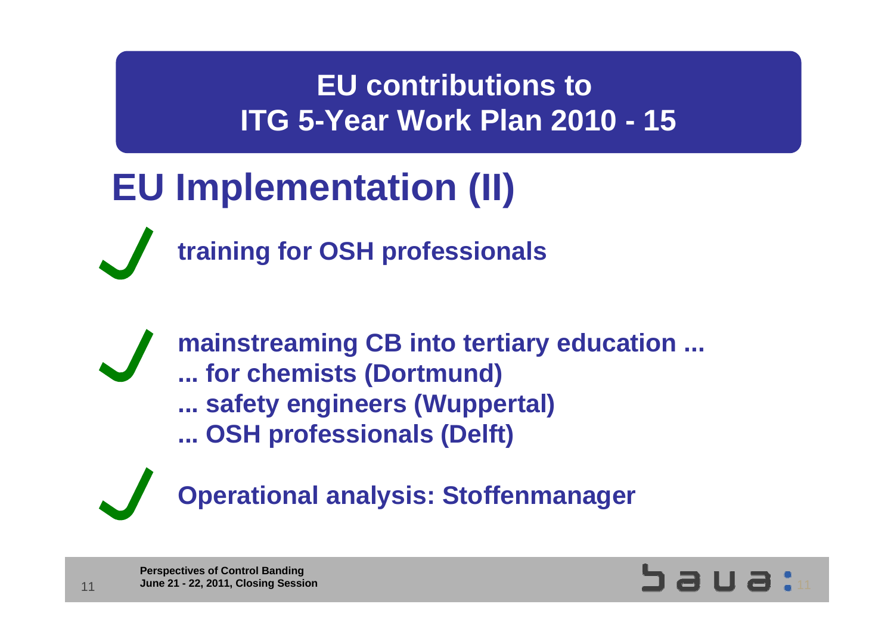## EU contributions to ITG 5-Year Work Plan 2010 - 15

# EU Implementation (II)

- **training for OSH professionals**
- **mainstreaming CB into tertiary education ...**
  **... for chemists (Dortmund)**
  **... safety engineers (Wuppertal)**
  **... OSH professionals (Delft)**
- **Operational analysis: Stoffenmanager**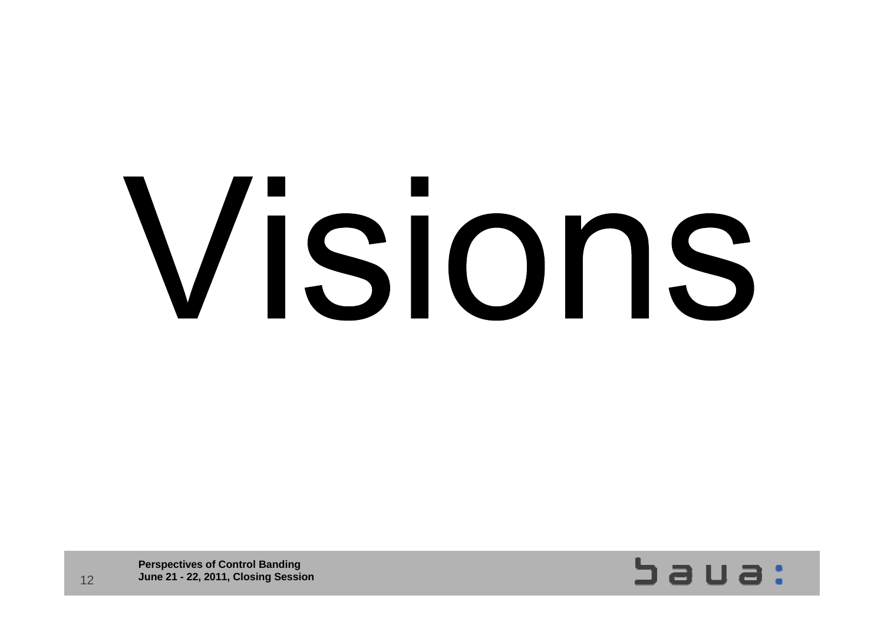# Visions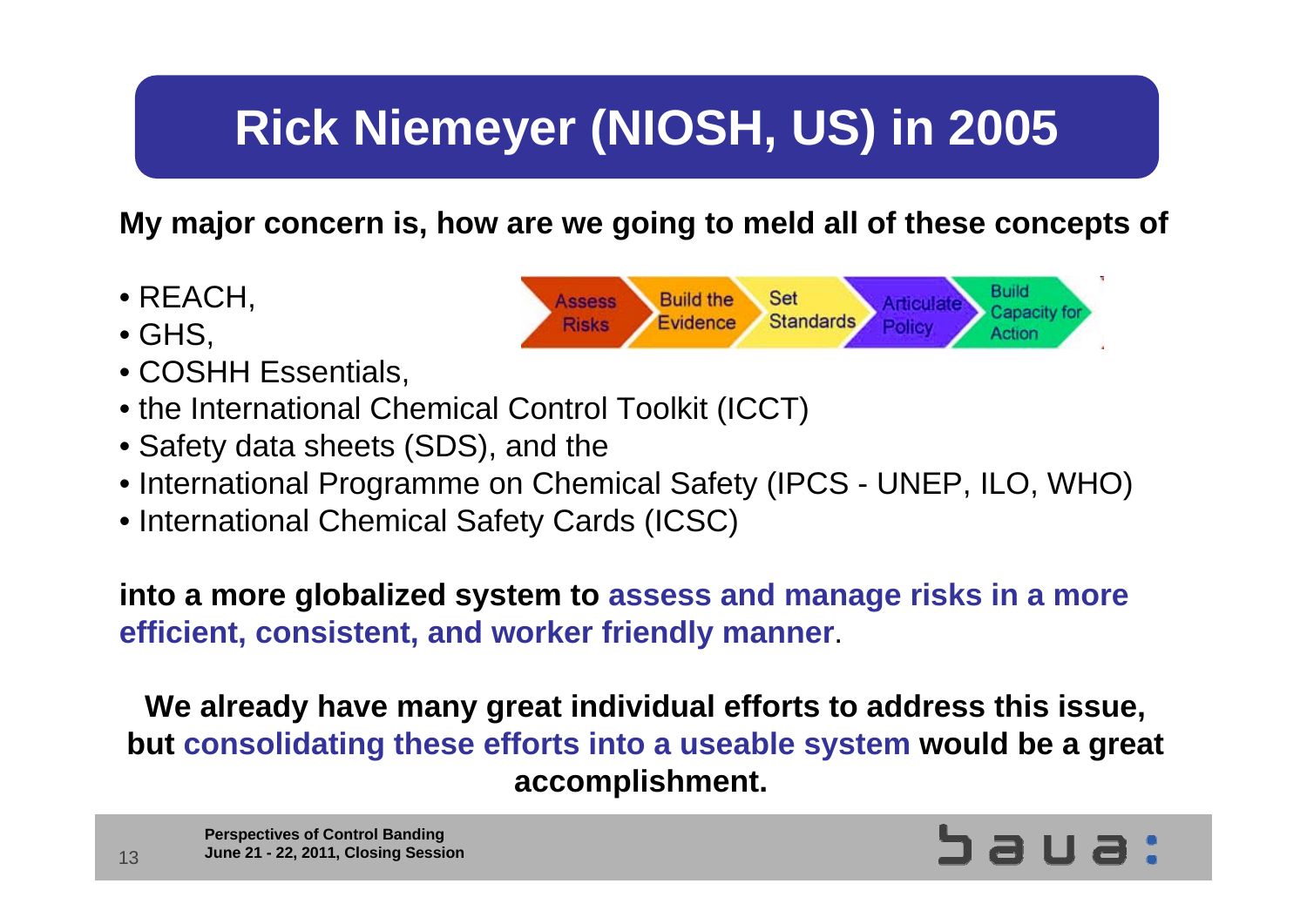# Rick Niemeyer (NIOSH, US) in 2005

**My major concern is, how are we going to meld all of these concepts of**

- REACH,
- GHS,
- COSHH Essentials,
- the International Chemical Control Toolkit (ICCT)
- Safety data sheets (SDS), and the
- International Programme on Chemical Safety (IPCS - UNEP, ILO, WHO)
- International Chemical Safety Cards (ICSC)

Assess Risks → Build the Evidence → Set Standards → Articulate Policy → Build Capacity for Action

**into a more globalized system to assess and manage risks in a more efficient, consistent, and worker friendly manner**.

**We already have many great individual efforts to address this issue, but consolidating these efforts into a useable system would be a great accomplishment.**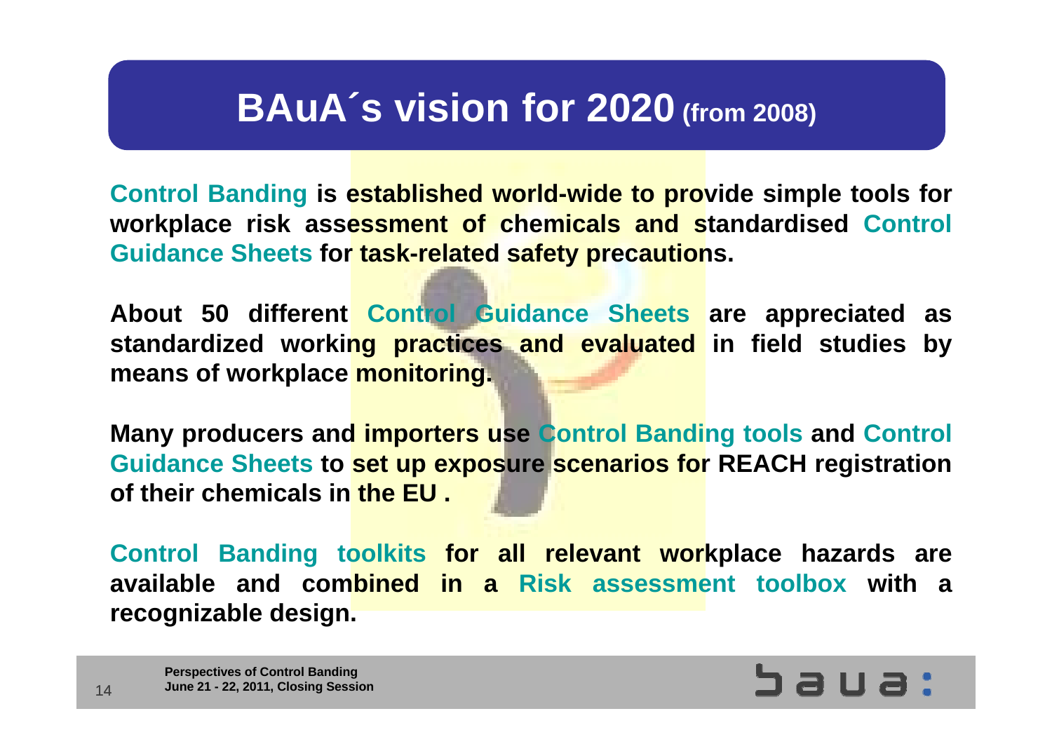# BAuA´s vision for 2020 (from 2008)

Control Banding is established world-wide to provide simple tools for workplace risk assessment of chemicals and standardised Control Guidance Sheets for task-related safety precautions.

About 50 different Control Guidance Sheets are appreciated as standardized working practices and evaluated in field studies by means of workplace monitoring.

Many producers and importers use Control Banding tools and Control Guidance Sheets to set up exposure scenarios for REACH registration of their chemicals in the EU .

Control Banding toolkits for all relevant workplace hazards are available and combined in a Risk assessment toolbox with a recognizable design.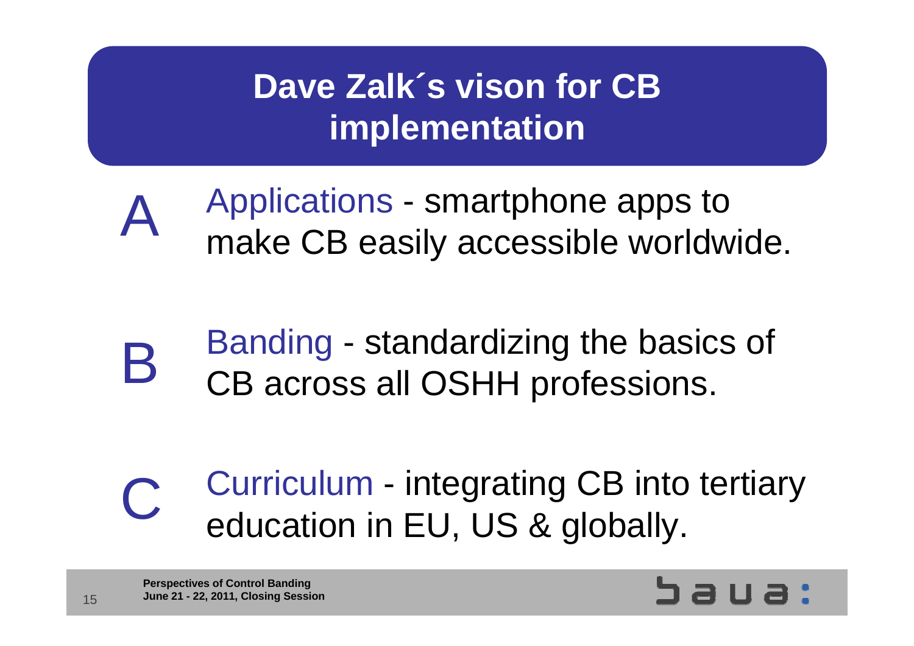# Dave Zalk´s vison for CB implementation

**A** Applications - smartphone apps to make CB easily accessible worldwide.

**B** Banding - standardizing the basics of CB across all OSHH professions.

**C** Curriculum - integrating CB into tertiary education in EU, US & globally.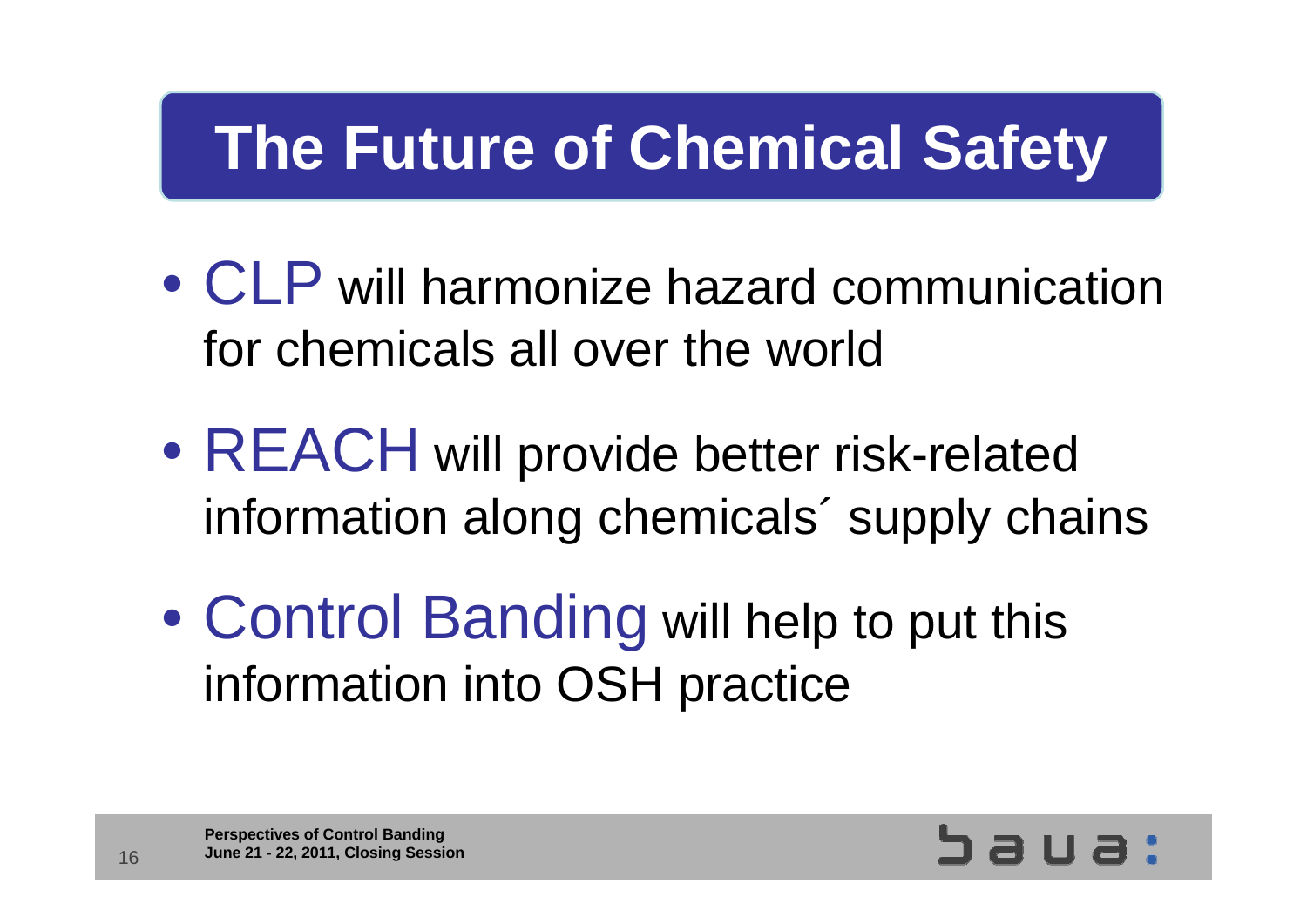# The Future of Chemical Safety

- CLP will harmonize hazard communication for chemicals all over the world
- REACH will provide better risk-related information along chemicals´ supply chains
- Control Banding will help to put this information into OSH practice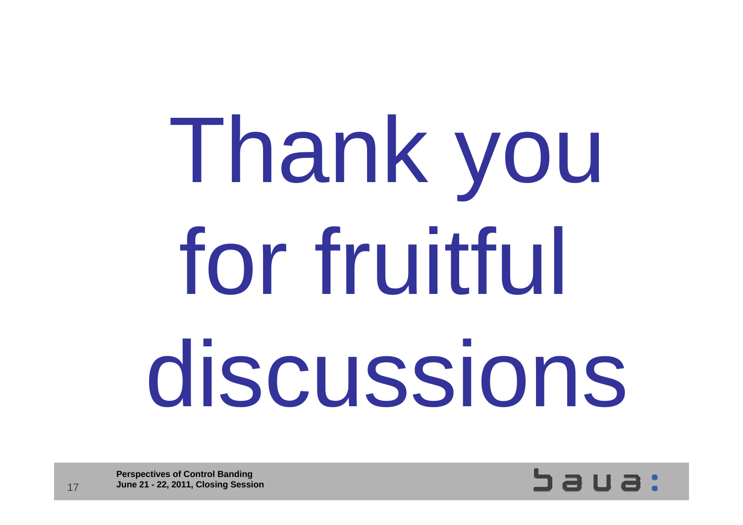# Thank you for fruitful discussions